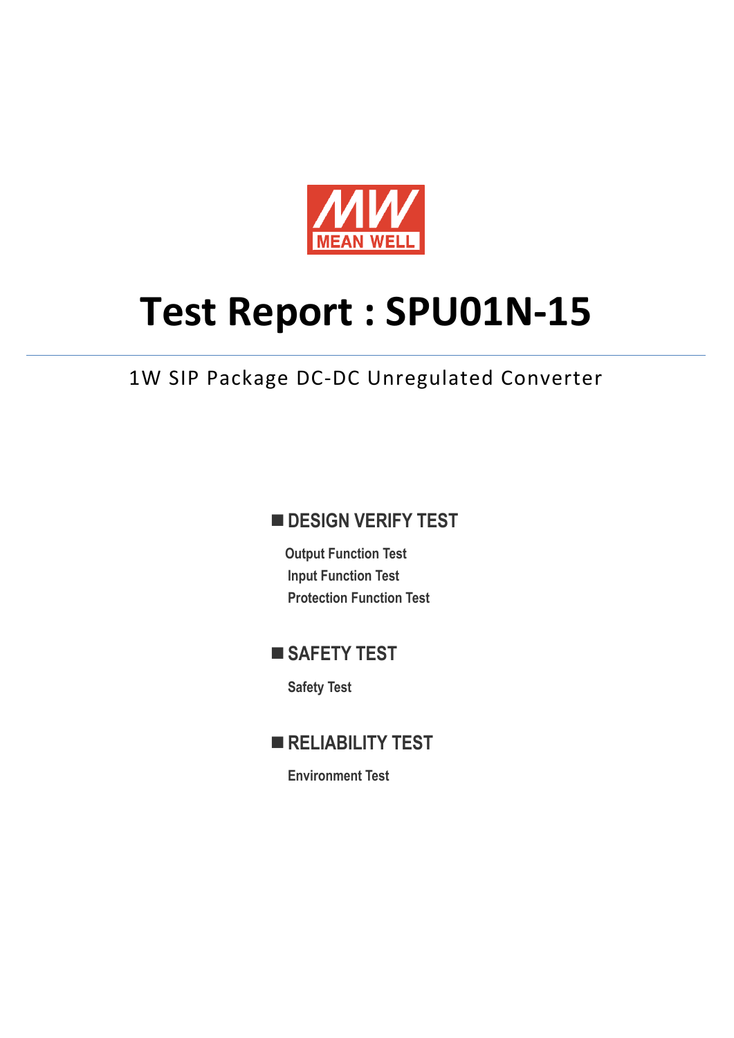MEAN WELL

# Test Report : SPU01N-15

1W SIP Package DC-DC Unregulated Converter

## ■ DESIGN VERIFY TEST

**Output Function Test**

**Input Function Test**

**Protection Function Test**

## ■ SAFETY TEST

**Safety Test**

## ■ RELIABILITY TEST

**Environment Test**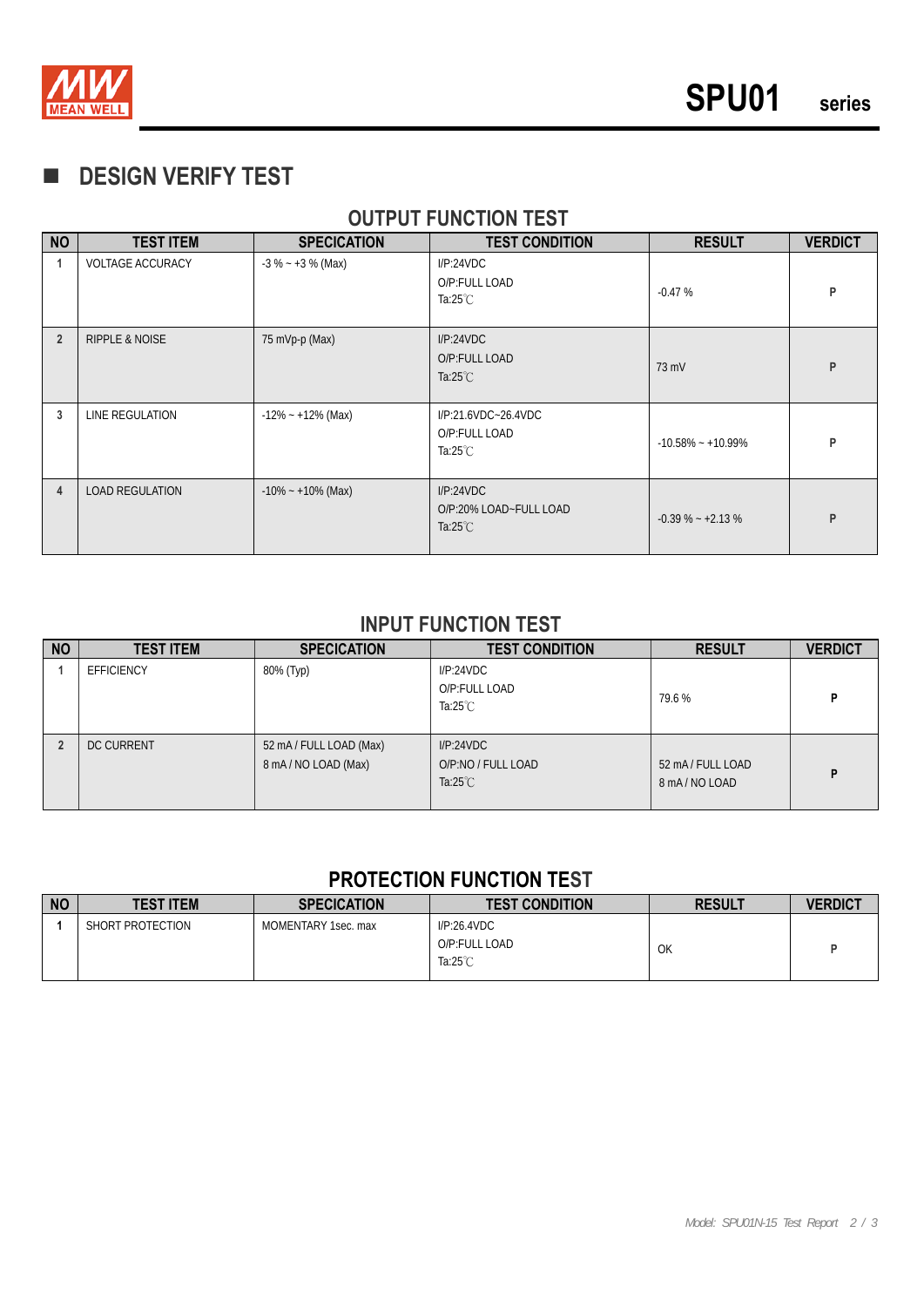## DESIGN VERIFY TEST

### OUTPUT FUNCTION TEST

| NO | TEST ITEM | SPECICATION | TEST CONDITION | RESULT | VERDICT |
|---|---|---|---|---|---|
| 1 | VOLTAGE ACCURACY | -3 % ~ +3 % (Max) | I/P:24VDC<br>O/P:FULL LOAD<br>Ta:25℃ | -0.47 % | P |
| 2 | RIPPLE & NOISE | 75 mVp-p (Max) | I/P:24VDC<br>O/P:FULL LOAD<br>Ta:25℃ | 73 mV | P |
| 3 | LINE REGULATION | -12% ~ +12% (Max) | I/P:21.6VDC~26.4VDC<br>O/P:FULL LOAD<br>Ta:25℃ | -10.58% ~ +10.99% | P |
| 4 | LOAD REGULATION | -10% ~ +10% (Max) | I/P:24VDC<br>O/P:20% LOAD~FULL LOAD<br>Ta:25℃ | -0.39 % ~ +2.13 % | P |

### INPUT FUNCTION TEST

| NO | TEST ITEM | SPECICATION | TEST CONDITION | RESULT | VERDICT |
|---|---|---|---|---|---|
| 1 | EFFICIENCY | 80% (Typ) | I/P:24VDC<br>O/P:FULL LOAD<br>Ta:25℃ | 79.6 % | P |
| 2 | DC CURRENT | 52 mA / FULL LOAD (Max)<br>8 mA / NO LOAD (Max) | I/P:24VDC<br>O/P:NO / FULL LOAD<br>Ta:25℃ | 52 mA / FULL LOAD<br>8 mA / NO LOAD | P |

### PROTECTION FUNCTION TEST

| NO | TEST ITEM | SPECICATION | TEST CONDITION | RESULT | VERDICT |
|---|---|---|---|---|---|
| 1 | SHORT PROTECTION | MOMENTARY 1sec. max | I/P:26.4VDC<br>O/P:FULL LOAD<br>Ta:25℃ | OK | P |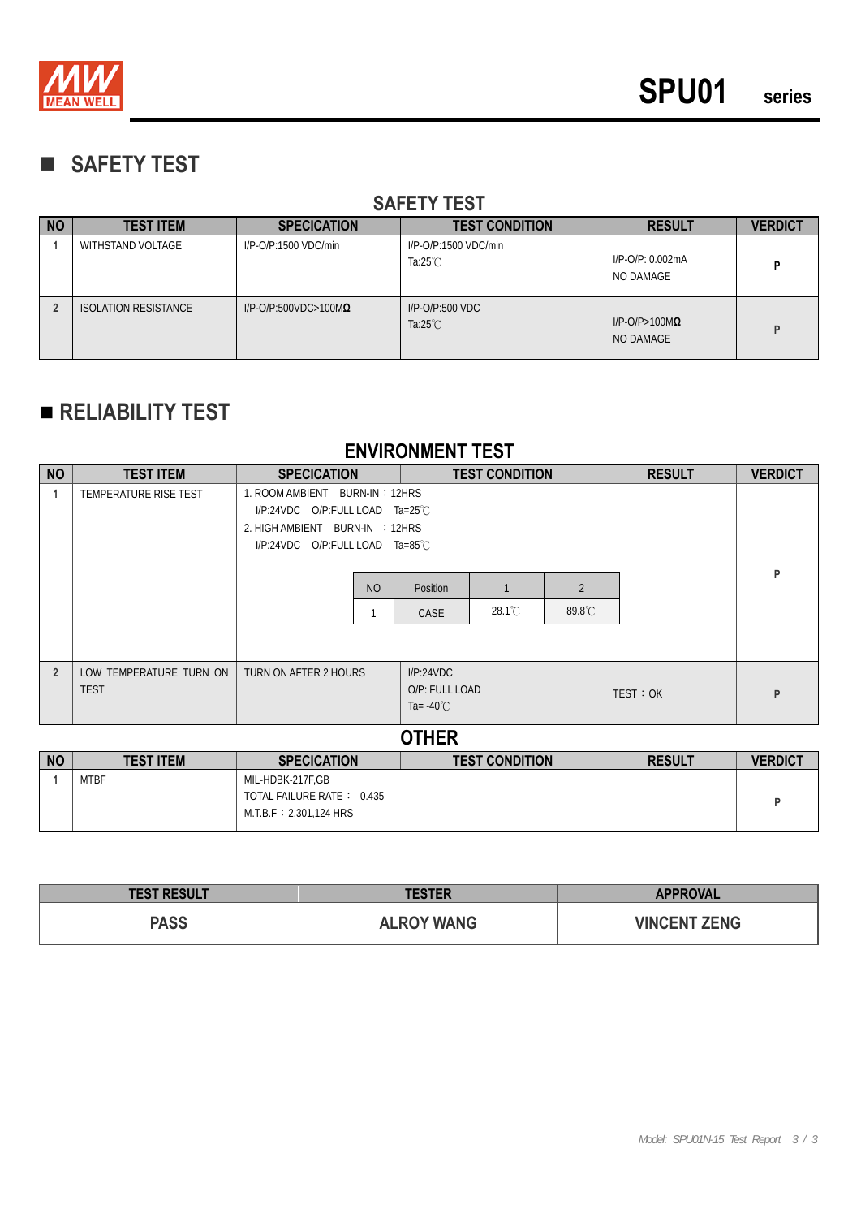## SAFETY TEST

### SAFETY TEST

| NO | TEST ITEM | SPECICATION | TEST CONDITION | RESULT | VERDICT |
|---|---|---|---|---|---|
| 1 | WITHSTAND VOLTAGE | I/P-O/P:1500 VDC/min | I/P-O/P:1500 VDC/min<br>Ta:25℃ | I/P-O/P: 0.002mA<br>NO DAMAGE | P |
| 2 | ISOLATION RESISTANCE | I/P-O/P:500VDC>100MΩ | I/P-O/P:500 VDC<br>Ta:25℃ | I/P-O/P>100MΩ<br>NO DAMAGE | P |

## RELIABILITY TEST

### ENVIRONMENT TEST

| NO | TEST ITEM | SPECICATION | TEST CONDITION | RESULT | VERDICT |
|---|---|---|---|---|---|
| 1 | TEMPERATURE RISE TEST | 1. ROOM AMBIENT BURN-IN：12HRS<br>I/P:24VDC O/P:FULL LOAD Ta=25℃<br>2. HIGH AMBIENT BURN-IN ：12HRS<br>I/P:24VDC O/P:FULL LOAD Ta=85℃ | | | P |
| 2 | LOW TEMPERATURE TURN ON TEST | TURN ON AFTER 2 HOURS | I/P:24VDC<br>O/P: FULL LOAD<br>Ta= -40℃ | TEST：OK | P |

| NO | Position | 1 | 2 |
|---|---|---|---|
| 1 | CASE | 28.1℃ | 89.8℃ |

### OTHER

| NO | TEST ITEM | SPECICATION | TEST CONDITION | RESULT | VERDICT |
|---|---|---|---|---|---|
| 1 | MTBF | MIL-HDBK-217F,GB<br>TOTAL FAILURE RATE： 0.435<br>M.T.B.F：2,301,124 HRS | | | P |

| TEST RESULT | TESTER | APPROVAL |
|---|---|---|
| PASS | ALROY WANG | VINCENT ZENG |